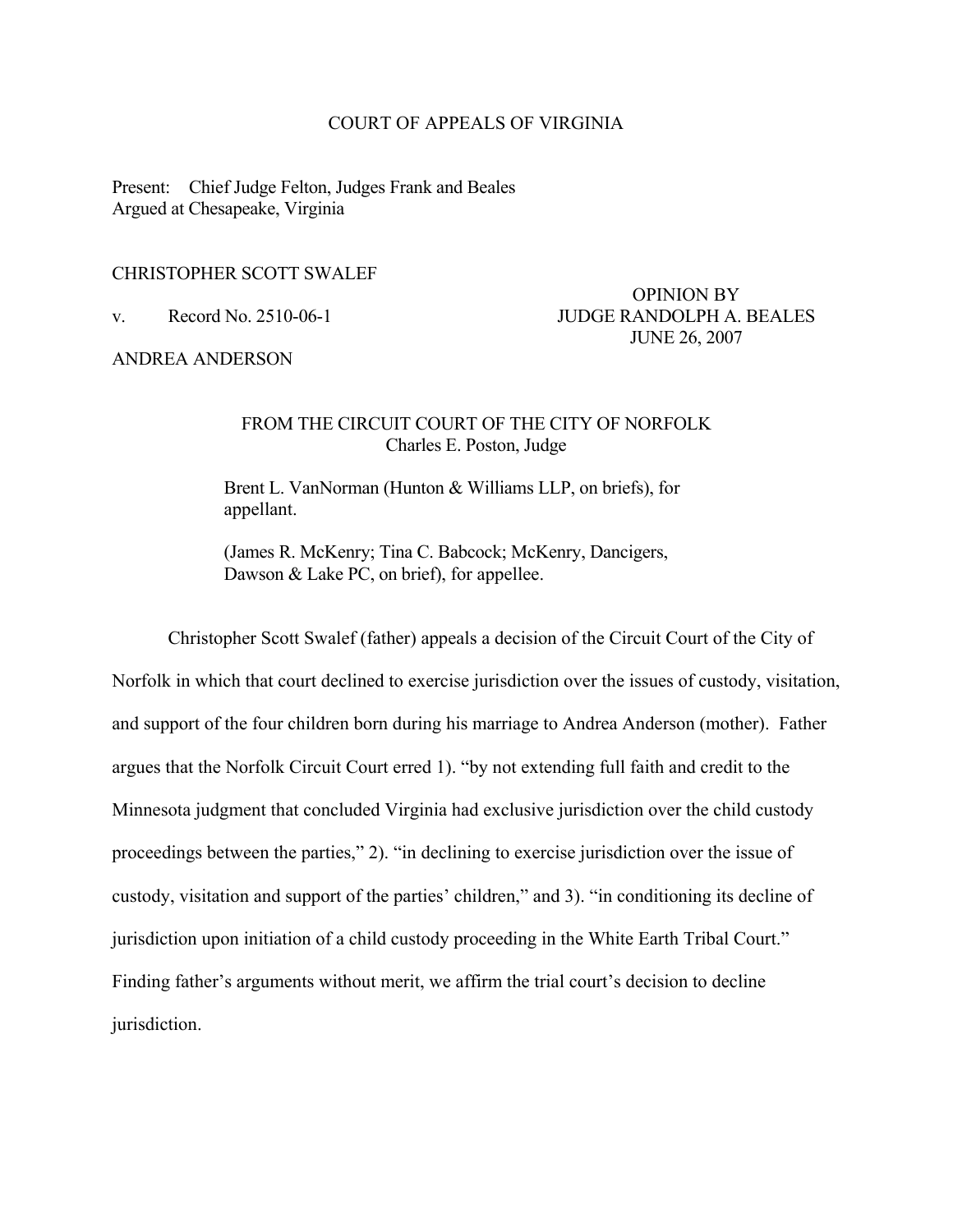COURT OF APPEALS OF VIRGINIA

Present: Chief Judge Felton, Judges Frank and Beales
Argued at Chesapeake, Virginia

CHRISTOPHER SCOTT SWALEF

v. Record No. 2510-06-1

OPINION BY
JUDGE RANDOLPH A. BEALES
JUNE 26, 2007

ANDREA ANDERSON

FROM THE CIRCUIT COURT OF THE CITY OF NORFOLK
Charles E. Poston, Judge

Brent L. VanNorman (Hunton & Williams LLP, on briefs), for appellant.

(James R. McKenry; Tina C. Babcock; McKenry, Dancigers, Dawson & Lake PC, on brief), for appellee.

Christopher Scott Swalef (father) appeals a decision of the Circuit Court of the City of Norfolk in which that court declined to exercise jurisdiction over the issues of custody, visitation, and support of the four children born during his marriage to Andrea Anderson (mother). Father argues that the Norfolk Circuit Court erred 1). "by not extending full faith and credit to the Minnesota judgment that concluded Virginia had exclusive jurisdiction over the child custody proceedings between the parties," 2). "in declining to exercise jurisdiction over the issue of custody, visitation and support of the parties' children," and 3). "in conditioning its decline of jurisdiction upon initiation of a child custody proceeding in the White Earth Tribal Court." Finding father's arguments without merit, we affirm the trial court's decision to decline jurisdiction.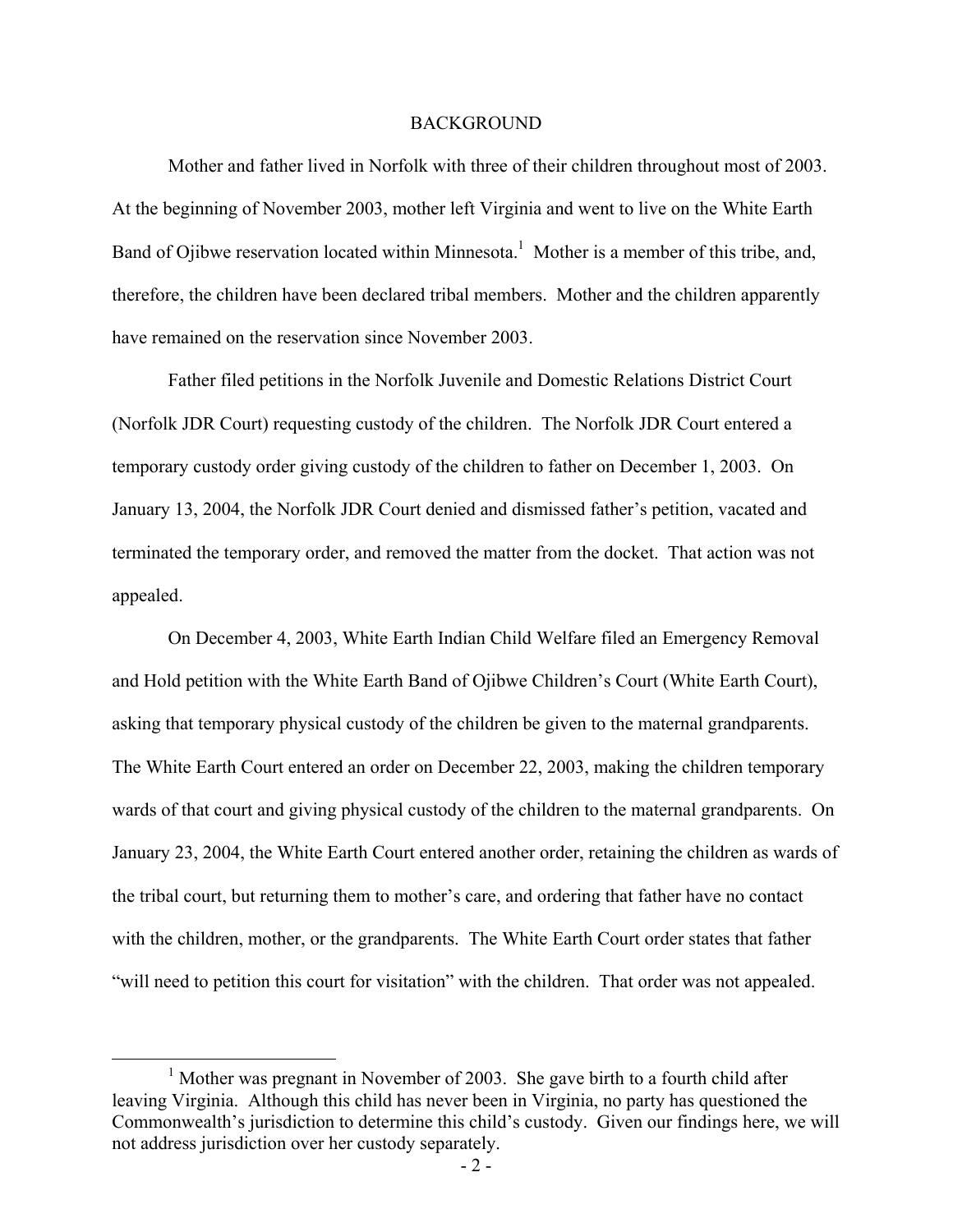## BACKGROUND

Mother and father lived in Norfolk with three of their children throughout most of 2003. At the beginning of November 2003, mother left Virginia and went to live on the White Earth Band of Ojibwe reservation located within Minnesota.[1] Mother is a member of this tribe, and, therefore, the children have been declared tribal members. Mother and the children apparently have remained on the reservation since November 2003.

Father filed petitions in the Norfolk Juvenile and Domestic Relations District Court (Norfolk JDR Court) requesting custody of the children. The Norfolk JDR Court entered a temporary custody order giving custody of the children to father on December 1, 2003. On January 13, 2004, the Norfolk JDR Court denied and dismissed father's petition, vacated and terminated the temporary order, and removed the matter from the docket. That action was not appealed.

On December 4, 2003, White Earth Indian Child Welfare filed an Emergency Removal and Hold petition with the White Earth Band of Ojibwe Children's Court (White Earth Court), asking that temporary physical custody of the children be given to the maternal grandparents. The White Earth Court entered an order on December 22, 2003, making the children temporary wards of that court and giving physical custody of the children to the maternal grandparents. On January 23, 2004, the White Earth Court entered another order, retaining the children as wards of the tribal court, but returning them to mother's care, and ordering that father have no contact with the children, mother, or the grandparents. The White Earth Court order states that father "will need to petition this court for visitation" with the children. That order was not appealed.

[1] Mother was pregnant in November of 2003. She gave birth to a fourth child after leaving Virginia. Although this child has never been in Virginia, no party has questioned the Commonwealth's jurisdiction to determine this child's custody. Given our findings here, we will not address jurisdiction over her custody separately.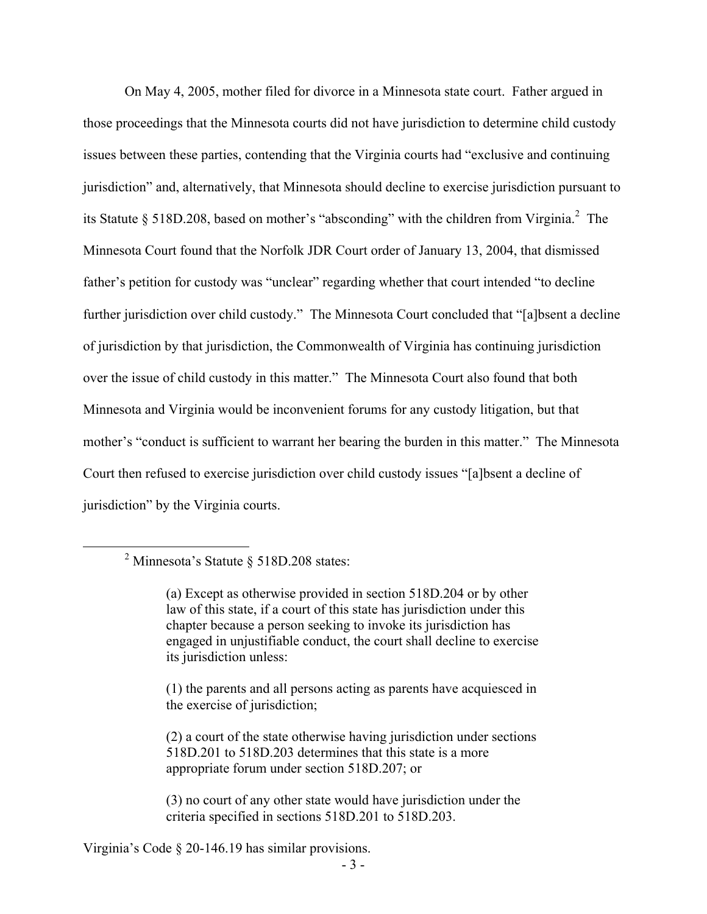On May 4, 2005, mother filed for divorce in a Minnesota state court. Father argued in those proceedings that the Minnesota courts did not have jurisdiction to determine child custody issues between these parties, contending that the Virginia courts had "exclusive and continuing jurisdiction" and, alternatively, that Minnesota should decline to exercise jurisdiction pursuant to its Statute § 518D.208, based on mother's "absconding" with the children from Virginia.[2] The Minnesota Court found that the Norfolk JDR Court order of January 13, 2004, that dismissed father's petition for custody was "unclear" regarding whether that court intended "to decline further jurisdiction over child custody." The Minnesota Court concluded that "[a]bsent a decline of jurisdiction by that jurisdiction, the Commonwealth of Virginia has continuing jurisdiction over the issue of child custody in this matter." The Minnesota Court also found that both Minnesota and Virginia would be inconvenient forums for any custody litigation, but that mother's "conduct is sufficient to warrant her bearing the burden in this matter." The Minnesota Court then refused to exercise jurisdiction over child custody issues "[a]bsent a decline of jurisdiction" by the Virginia courts.

---

[2] Minnesota's Statute § 518D.208 states:

> (a) Except as otherwise provided in section 518D.204 or by other law of this state, if a court of this state has jurisdiction under this chapter because a person seeking to invoke its jurisdiction has engaged in unjustifiable conduct, the court shall decline to exercise its jurisdiction unless:
>
> (1) the parents and all persons acting as parents have acquiesced in the exercise of jurisdiction;
>
> (2) a court of the state otherwise having jurisdiction under sections 518D.201 to 518D.203 determines that this state is a more appropriate forum under section 518D.207; or
>
> (3) no court of any other state would have jurisdiction under the criteria specified in sections 518D.201 to 518D.203.

Virginia's Code § 20-146.19 has similar provisions.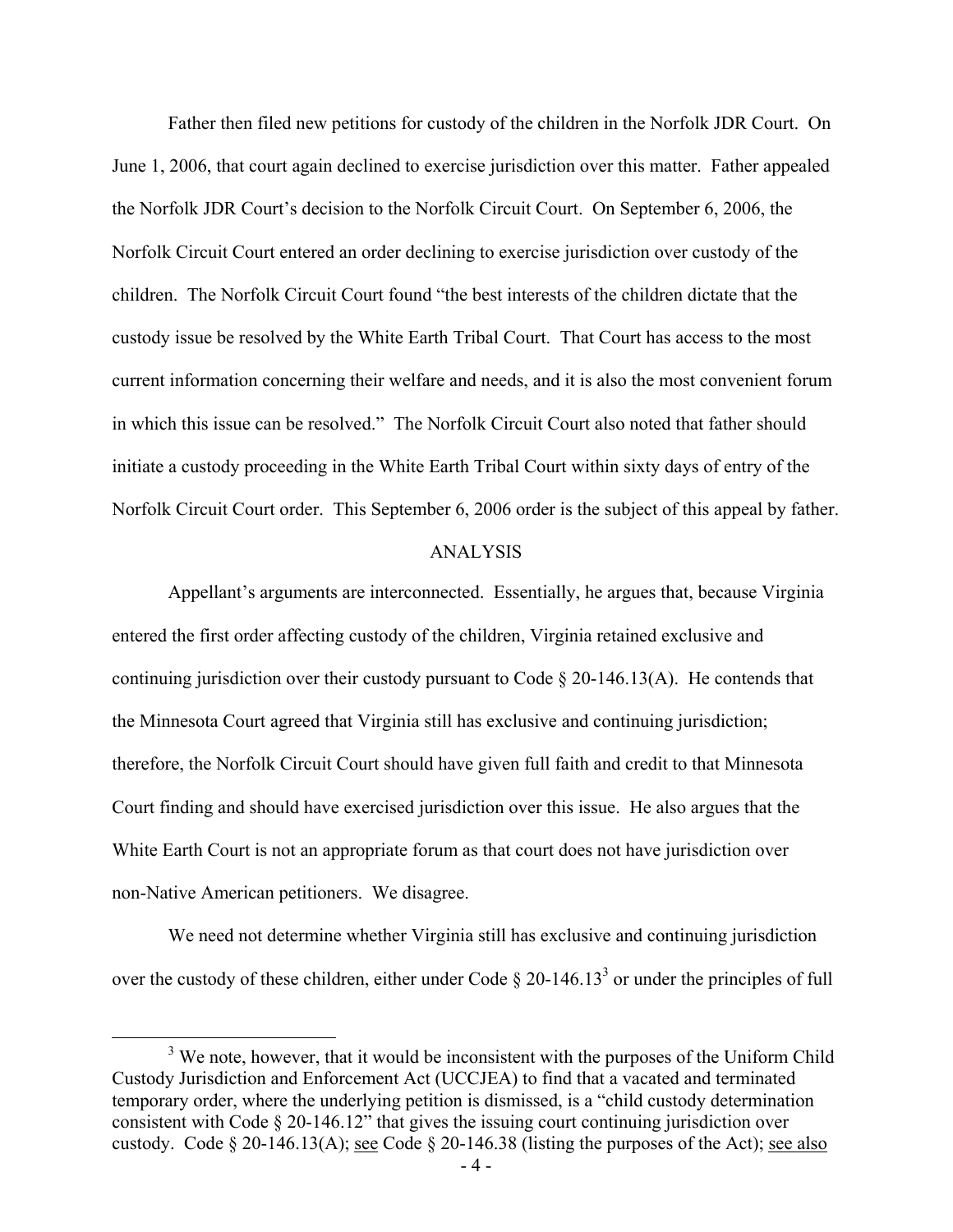Father then filed new petitions for custody of the children in the Norfolk JDR Court. On June 1, 2006, that court again declined to exercise jurisdiction over this matter. Father appealed the Norfolk JDR Court's decision to the Norfolk Circuit Court. On September 6, 2006, the Norfolk Circuit Court entered an order declining to exercise jurisdiction over custody of the children. The Norfolk Circuit Court found "the best interests of the children dictate that the custody issue be resolved by the White Earth Tribal Court. That Court has access to the most current information concerning their welfare and needs, and it is also the most convenient forum in which this issue can be resolved." The Norfolk Circuit Court also noted that father should initiate a custody proceeding in the White Earth Tribal Court within sixty days of entry of the Norfolk Circuit Court order. This September 6, 2006 order is the subject of this appeal by father.

## ANALYSIS

Appellant's arguments are interconnected. Essentially, he argues that, because Virginia entered the first order affecting custody of the children, Virginia retained exclusive and continuing jurisdiction over their custody pursuant to Code § 20-146.13(A). He contends that the Minnesota Court agreed that Virginia still has exclusive and continuing jurisdiction; therefore, the Norfolk Circuit Court should have given full faith and credit to that Minnesota Court finding and should have exercised jurisdiction over this issue. He also argues that the White Earth Court is not an appropriate forum as that court does not have jurisdiction over non-Native American petitioners. We disagree.

We need not determine whether Virginia still has exclusive and continuing jurisdiction over the custody of these children, either under Code § 20-146.13[3] or under the principles of full

---

[3] We note, however, that it would be inconsistent with the purposes of the Uniform Child Custody Jurisdiction and Enforcement Act (UCCJEA) to find that a vacated and terminated temporary order, where the underlying petition is dismissed, is a "child custody determination consistent with Code § 20-146.12" that gives the issuing court continuing jurisdiction over custody. Code § 20-146.13(A); see Code § 20-146.38 (listing the purposes of the Act); see also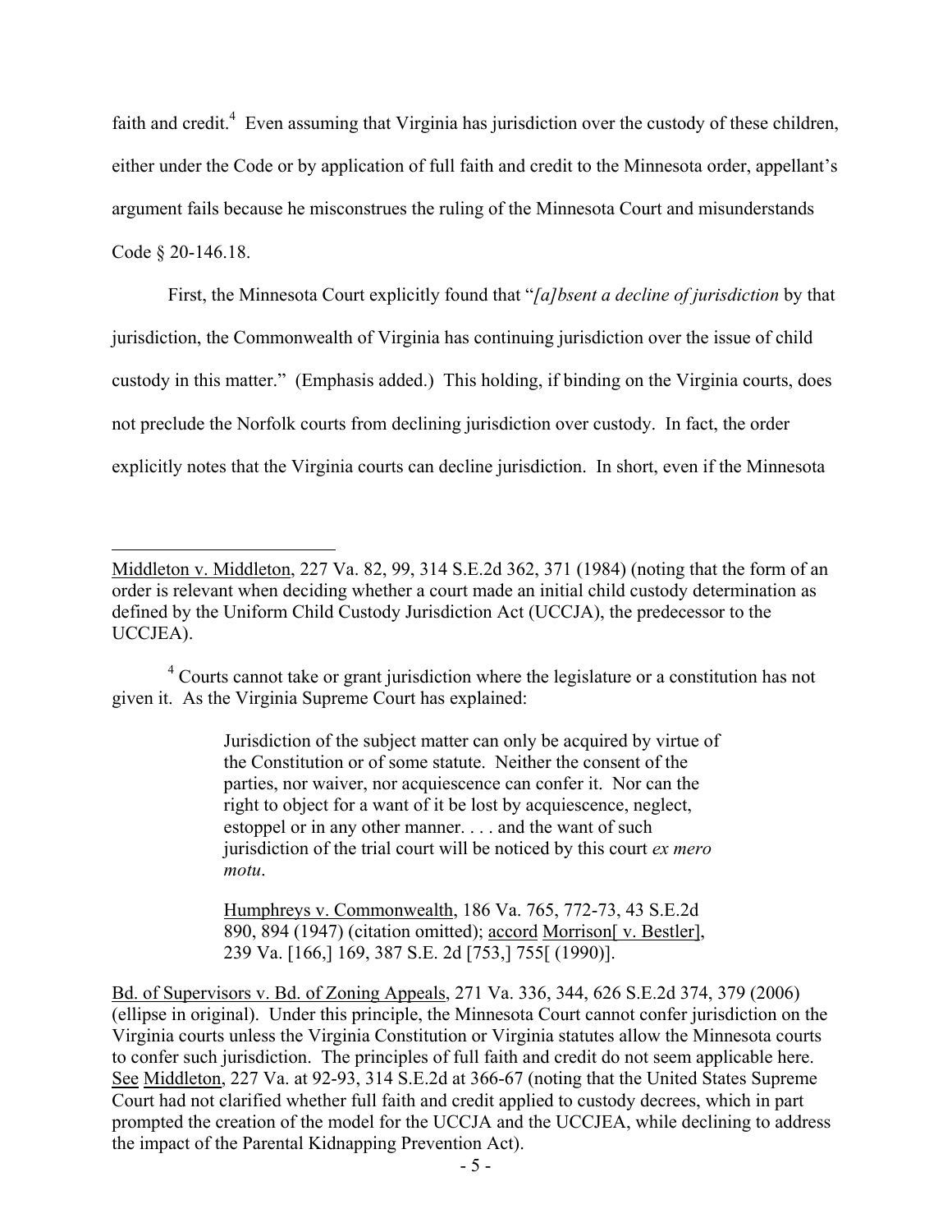faith and credit.[4] Even assuming that Virginia has jurisdiction over the custody of these children, either under the Code or by application of full faith and credit to the Minnesota order, appellant's argument fails because he misconstrues the ruling of the Minnesota Court and misunderstands Code § 20-146.18.

First, the Minnesota Court explicitly found that "*[a]bsent a decline of jurisdiction* by that jurisdiction, the Commonwealth of Virginia has continuing jurisdiction over the issue of child custody in this matter." (Emphasis added.) This holding, if binding on the Virginia courts, does not preclude the Norfolk courts from declining jurisdiction over custody. In fact, the order explicitly notes that the Virginia courts can decline jurisdiction. In short, even if the Minnesota

---

Middleton v. Middleton, 227 Va. 82, 99, 314 S.E.2d 362, 371 (1984) (noting that the form of an order is relevant when deciding whether a court made an initial child custody determination as defined by the Uniform Child Custody Jurisdiction Act (UCCJA), the predecessor to the UCCJEA).

[4] Courts cannot take or grant jurisdiction where the legislature or a constitution has not given it. As the Virginia Supreme Court has explained:

> Jurisdiction of the subject matter can only be acquired by virtue of the Constitution or of some statute. Neither the consent of the parties, nor waiver, nor acquiescence can confer it. Nor can the right to object for a want of it be lost by acquiescence, neglect, estoppel or in any other manner. . . . and the want of such jurisdiction of the trial court will be noticed by this court *ex mero motu*.
>
> Humphreys v. Commonwealth, 186 Va. 765, 772-73, 43 S.E.2d 890, 894 (1947) (citation omitted); accord Morrison[ v. Bestler], 239 Va. [166,] 169, 387 S.E. 2d [753,] 755[ (1990)].

Bd. of Supervisors v. Bd. of Zoning Appeals, 271 Va. 336, 344, 626 S.E.2d 374, 379 (2006) (ellipse in original). Under this principle, the Minnesota Court cannot confer jurisdiction on the Virginia courts unless the Virginia Constitution or Virginia statutes allow the Minnesota courts to confer such jurisdiction. The principles of full faith and credit do not seem applicable here. See Middleton, 227 Va. at 92-93, 314 S.E.2d at 366-67 (noting that the United States Supreme Court had not clarified whether full faith and credit applied to custody decrees, which in part prompted the creation of the model for the UCCJA and the UCCJEA, while declining to address the impact of the Parental Kidnapping Prevention Act).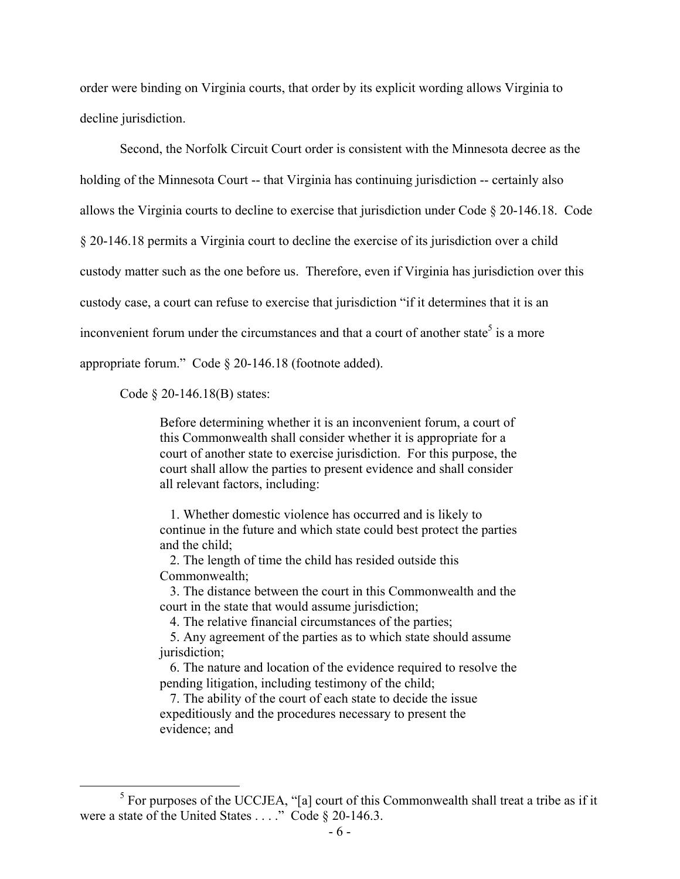order were binding on Virginia courts, that order by its explicit wording allows Virginia to decline jurisdiction.

Second, the Norfolk Circuit Court order is consistent with the Minnesota decree as the holding of the Minnesota Court -- that Virginia has continuing jurisdiction -- certainly also allows the Virginia courts to decline to exercise that jurisdiction under Code § 20-146.18. Code § 20-146.18 permits a Virginia court to decline the exercise of its jurisdiction over a child custody matter such as the one before us. Therefore, even if Virginia has jurisdiction over this custody case, a court can refuse to exercise that jurisdiction "if it determines that it is an inconvenient forum under the circumstances and that a court of another state[5] is a more appropriate forum." Code § 20-146.18 (footnote added).

Code § 20-146.18(B) states:

> Before determining whether it is an inconvenient forum, a court of this Commonwealth shall consider whether it is appropriate for a court of another state to exercise jurisdiction. For this purpose, the court shall allow the parties to present evidence and shall consider all relevant factors, including:
>
> 1. Whether domestic violence has occurred and is likely to continue in the future and which state could best protect the parties and the child;
> 2. The length of time the child has resided outside this Commonwealth;
> 3. The distance between the court in this Commonwealth and the court in the state that would assume jurisdiction;
> 4. The relative financial circumstances of the parties;
> 5. Any agreement of the parties as to which state should assume jurisdiction;
> 6. The nature and location of the evidence required to resolve the pending litigation, including testimony of the child;
> 7. The ability of the court of each state to decide the issue expeditiously and the procedures necessary to present the evidence; and

---

[5] For purposes of the UCCJEA, "[a] court of this Commonwealth shall treat a tribe as if it were a state of the United States . . . ." Code § 20-146.3.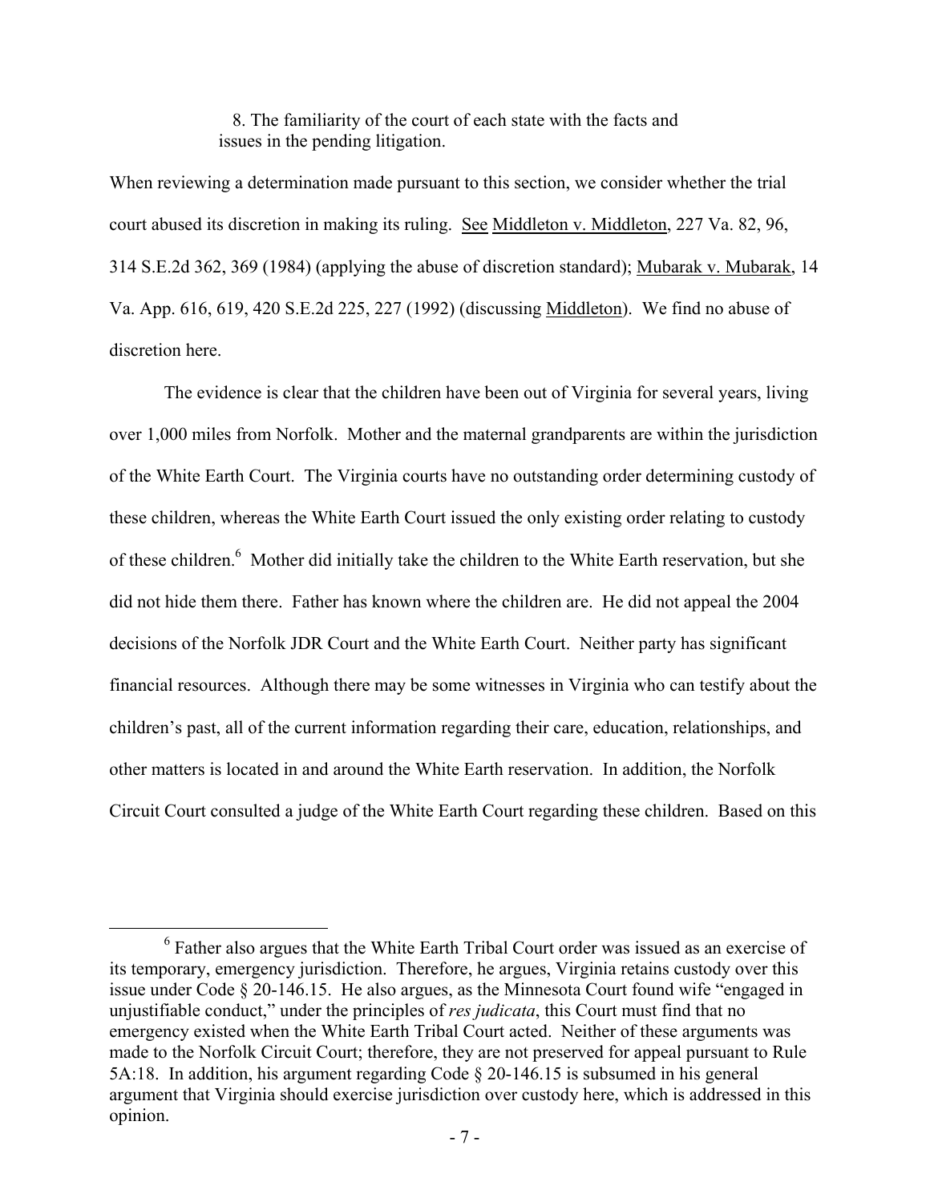8. The familiarity of the court of each state with the facts and issues in the pending litigation.

When reviewing a determination made pursuant to this section, we consider whether the trial court abused its discretion in making its ruling. See Middleton v. Middleton, 227 Va. 82, 96, 314 S.E.2d 362, 369 (1984) (applying the abuse of discretion standard); Mubarak v. Mubarak, 14 Va. App. 616, 619, 420 S.E.2d 225, 227 (1992) (discussing Middleton). We find no abuse of discretion here.

The evidence is clear that the children have been out of Virginia for several years, living over 1,000 miles from Norfolk. Mother and the maternal grandparents are within the jurisdiction of the White Earth Court. The Virginia courts have no outstanding order determining custody of these children, whereas the White Earth Court issued the only existing order relating to custody of these children.[6] Mother did initially take the children to the White Earth reservation, but she did not hide them there. Father has known where the children are. He did not appeal the 2004 decisions of the Norfolk JDR Court and the White Earth Court. Neither party has significant financial resources. Although there may be some witnesses in Virginia who can testify about the children's past, all of the current information regarding their care, education, relationships, and other matters is located in and around the White Earth reservation. In addition, the Norfolk Circuit Court consulted a judge of the White Earth Court regarding these children. Based on this

---

[6] Father also argues that the White Earth Tribal Court order was issued as an exercise of its temporary, emergency jurisdiction. Therefore, he argues, Virginia retains custody over this issue under Code § 20-146.15. He also argues, as the Minnesota Court found wife "engaged in unjustifiable conduct," under the principles of *res judicata*, this Court must find that no emergency existed when the White Earth Tribal Court acted. Neither of these arguments was made to the Norfolk Circuit Court; therefore, they are not preserved for appeal pursuant to Rule 5A:18. In addition, his argument regarding Code § 20-146.15 is subsumed in his general argument that Virginia should exercise jurisdiction over custody here, which is addressed in this opinion.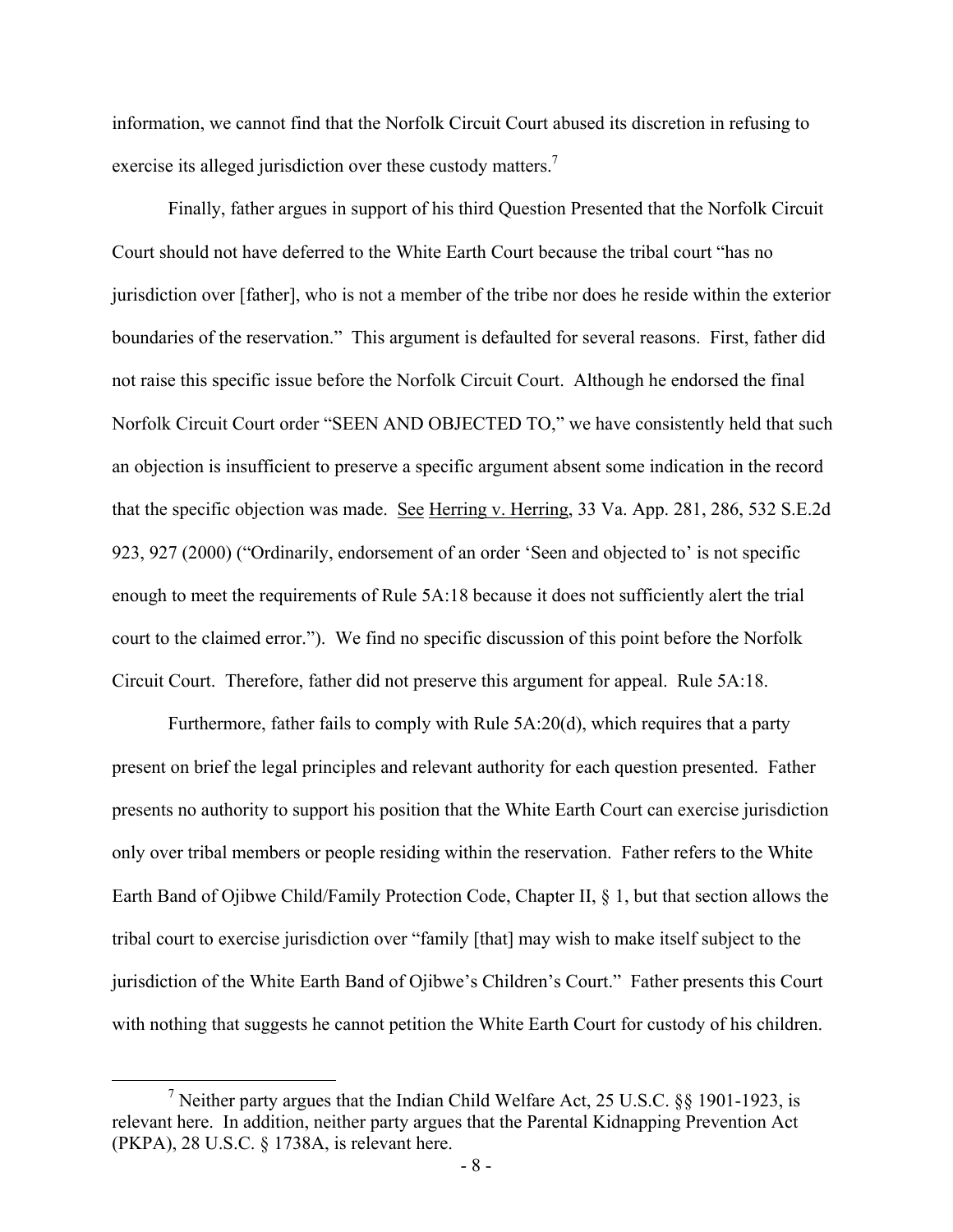information, we cannot find that the Norfolk Circuit Court abused its discretion in refusing to exercise its alleged jurisdiction over these custody matters.[7]

Finally, father argues in support of his third Question Presented that the Norfolk Circuit Court should not have deferred to the White Earth Court because the tribal court "has no jurisdiction over [father], who is not a member of the tribe nor does he reside within the exterior boundaries of the reservation." This argument is defaulted for several reasons. First, father did not raise this specific issue before the Norfolk Circuit Court. Although he endorsed the final Norfolk Circuit Court order "SEEN AND OBJECTED TO," we have consistently held that such an objection is insufficient to preserve a specific argument absent some indication in the record that the specific objection was made. See Herring v. Herring, 33 Va. App. 281, 286, 532 S.E.2d 923, 927 (2000) ("Ordinarily, endorsement of an order 'Seen and objected to' is not specific enough to meet the requirements of Rule 5A:18 because it does not sufficiently alert the trial court to the claimed error."). We find no specific discussion of this point before the Norfolk Circuit Court. Therefore, father did not preserve this argument for appeal. Rule 5A:18.

Furthermore, father fails to comply with Rule 5A:20(d), which requires that a party present on brief the legal principles and relevant authority for each question presented. Father presents no authority to support his position that the White Earth Court can exercise jurisdiction only over tribal members or people residing within the reservation. Father refers to the White Earth Band of Ojibwe Child/Family Protection Code, Chapter II, § 1, but that section allows the tribal court to exercise jurisdiction over "family [that] may wish to make itself subject to the jurisdiction of the White Earth Band of Ojibwe's Children's Court." Father presents this Court with nothing that suggests he cannot petition the White Earth Court for custody of his children.

---

[7] Neither party argues that the Indian Child Welfare Act, 25 U.S.C. §§ 1901-1923, is relevant here. In addition, neither party argues that the Parental Kidnapping Prevention Act (PKPA), 28 U.S.C. § 1738A, is relevant here.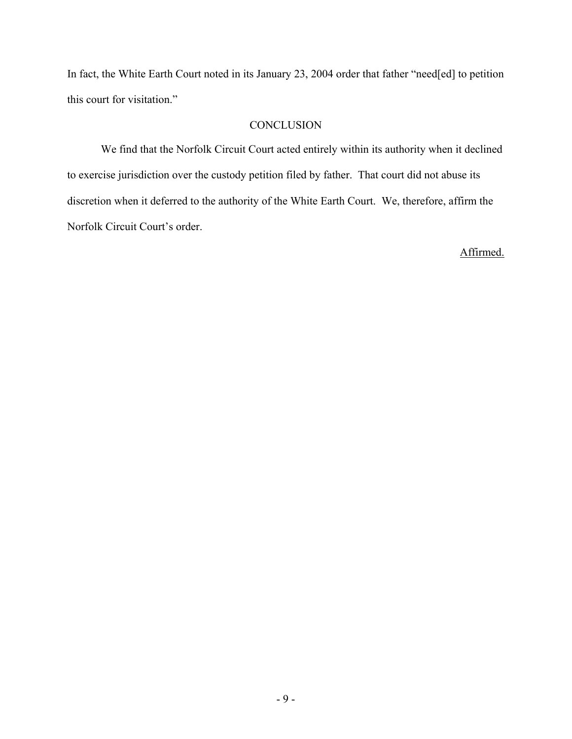In fact, the White Earth Court noted in its January 23, 2004 order that father "need[ed] to petition this court for visitation."

## CONCLUSION

We find that the Norfolk Circuit Court acted entirely within its authority when it declined to exercise jurisdiction over the custody petition filed by father. That court did not abuse its discretion when it deferred to the authority of the White Earth Court. We, therefore, affirm the Norfolk Circuit Court's order.

<u>Affirmed.</u>